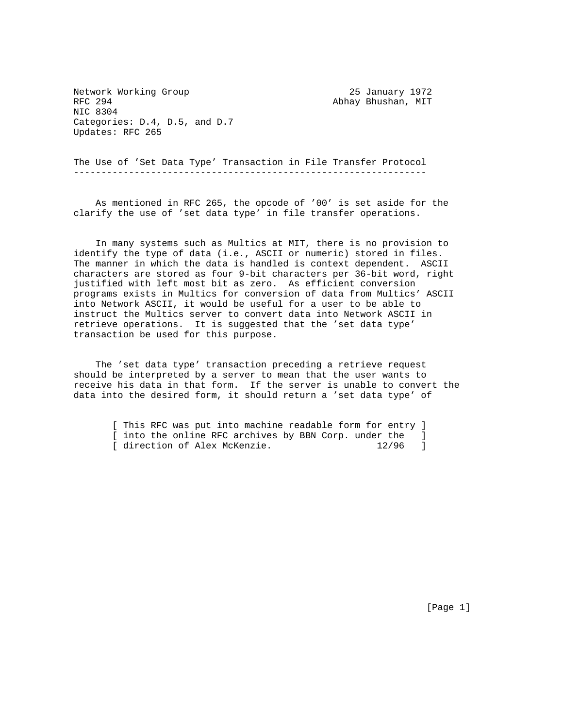Network Working Group 25 January 1972
RFC 294 Abhay Bhushan, MIT
NIC 8304
Categories: D.4, D.5, and D.7
Updates: RFC 265

# The Use of 'Set Data Type' Transaction in File Transfer Protocol

As mentioned in RFC 265, the opcode of '00' is set aside for the clarify the use of 'set data type' in file transfer operations.

In many systems such as Multics at MIT, there is no provision to identify the type of data (i.e., ASCII or numeric) stored in files. The manner in which the data is handled is context dependent. ASCII characters are stored as four 9-bit characters per 36-bit word, right justified with left most bit as zero. As efficient conversion programs exists in Multics for conversion of data from Multics' ASCII into Network ASCII, it would be useful for a user to be able to instruct the Multics server to convert data into Network ASCII in retrieve operations. It is suggested that the 'set data type' transaction be used for this purpose.

The 'set data type' transaction preceding a retrieve request should be interpreted by a server to mean that the user wants to receive his data in that form. If the server is unable to convert the data into the desired form, it should return a 'set data type' of

[ This RFC was put into machine readable form for entry ]
[ into the online RFC archives by BBN Corp. under the ]
[ direction of Alex McKenzie. 12/96 ]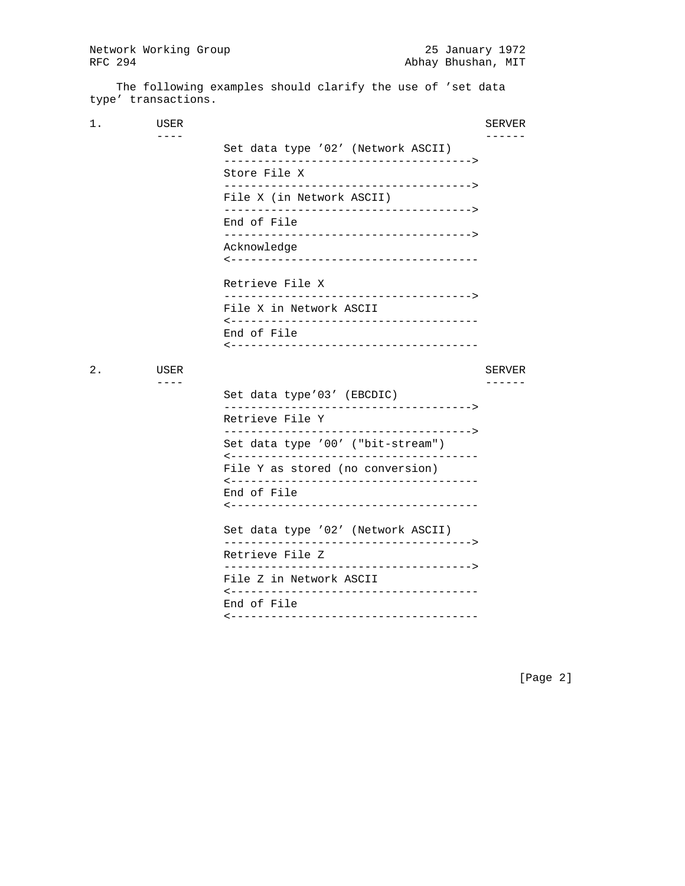The following examples should clarify the use of 'set data type' transactions.

```
1.       USER                                              SERVER
         ----                                              ------
                  Set data type '02' (Network ASCII)
                  ------------------------------------->
                  Store File X
                  ------------------------------------->
                  File X (in Network ASCII)
                  ------------------------------------->
                  End of File
                  ------------------------------------->
                  Acknowledge
                  <-------------------------------------

                  Retrieve File X
                  ------------------------------------->
                  File X in Network ASCII
                  <-------------------------------------
                  End of File
                  <-------------------------------------

2.       USER                                              SERVER
         ----                                              ------
                  Set data type'03' (EBCDIC)
                  ------------------------------------->
                  Retrieve File Y
                  ------------------------------------->
                  Set data type '00' ("bit-stream")
                  <-------------------------------------
                  File Y as stored (no conversion)
                  <-------------------------------------
                  End of File
                  <-------------------------------------

                  Set data type '02' (Network ASCII)
                  ------------------------------------->
                  Retrieve File Z
                  ------------------------------------->
                  File Z in Network ASCII
                  <-------------------------------------
                  End of File
                  <-------------------------------------
```